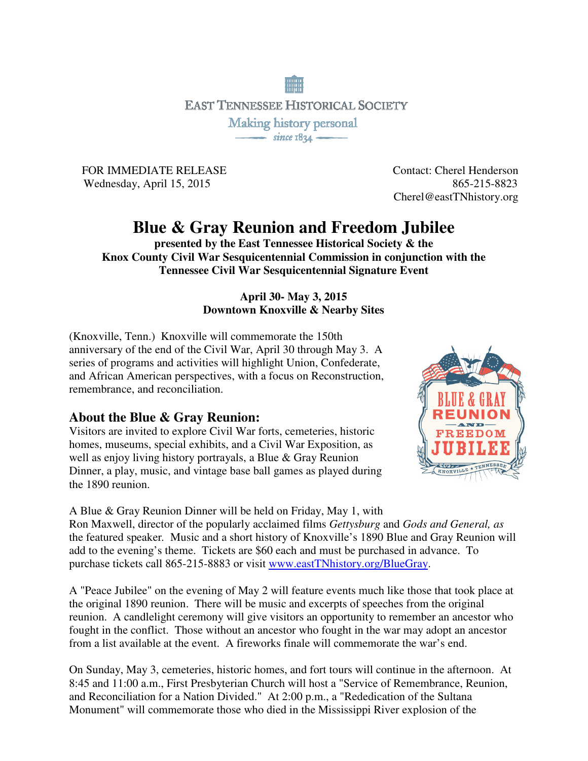EAST TENNESSEE HISTORICAL SOCIETY

Making history personal

since 1834

FOR IMMEDIATE RELEASE
Wednesday, April 15, 2015

Contact: Cherel Henderson
865-215-8823
Cherel@eastTNhistory.org

# Blue & Gray Reunion and Freedom Jubilee

**presented by the East Tennessee Historical Society & the Knox County Civil War Sesquicentennial Commission in conjunction with the Tennessee Civil War Sesquicentennial Signature Event**

**April 30- May 3, 2015**
**Downtown Knoxville & Nearby Sites**

(Knoxville, Tenn.) Knoxville will commemorate the 150th anniversary of the end of the Civil War, April 30 through May 3. A series of programs and activities will highlight Union, Confederate, and African American perspectives, with a focus on Reconstruction, remembrance, and reconciliation.

## About the Blue & Gray Reunion:

Visitors are invited to explore Civil War forts, cemeteries, historic homes, museums, special exhibits, and a Civil War Exposition, as well as enjoy living history portrayals, a Blue & Gray Reunion Dinner, a play, music, and vintage base ball games as played during the 1890 reunion.

A Blue & Gray Reunion Dinner will be held on Friday, May 1, with Ron Maxwell, director of the popularly acclaimed films *Gettysburg* and *Gods and General, as* the featured speaker. Music and a short history of Knoxville's 1890 Blue and Gray Reunion will add to the evening's theme. Tickets are $60 each and must be purchased in advance. To purchase tickets call 865-215-8883 or visit www.eastTNhistory.org/BlueGray.

A "Peace Jubilee" on the evening of May 2 will feature events much like those that took place at the original 1890 reunion. There will be music and excerpts of speeches from the original reunion. A candlelight ceremony will give visitors an opportunity to remember an ancestor who fought in the conflict. Those without an ancestor who fought in the war may adopt an ancestor from a list available at the event. A fireworks finale will commemorate the war's end.

On Sunday, May 3, cemeteries, historic homes, and fort tours will continue in the afternoon. At 8:45 and 11:00 a.m., First Presbyterian Church will host a "Service of Remembrance, Reunion, and Reconciliation for a Nation Divided." At 2:00 p.m., a "Rededication of the Sultana Monument" will commemorate those who died in the Mississippi River explosion of the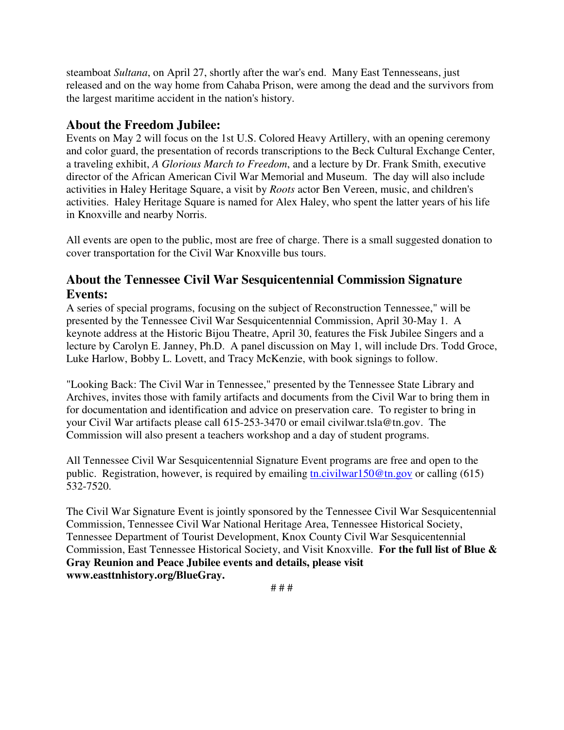steamboat *Sultana*, on April 27, shortly after the war's end. Many East Tennesseans, just released and on the way home from Cahaba Prison, were among the dead and the survivors from the largest maritime accident in the nation's history.

## About the Freedom Jubilee:

Events on May 2 will focus on the 1st U.S. Colored Heavy Artillery, with an opening ceremony and color guard, the presentation of records transcriptions to the Beck Cultural Exchange Center, a traveling exhibit, *A Glorious March to Freedom*, and a lecture by Dr. Frank Smith, executive director of the African American Civil War Memorial and Museum. The day will also include activities in Haley Heritage Square, a visit by *Roots* actor Ben Vereen, music, and children's activities. Haley Heritage Square is named for Alex Haley, who spent the latter years of his life in Knoxville and nearby Norris.

All events are open to the public, most are free of charge. There is a small suggested donation to cover transportation for the Civil War Knoxville bus tours.

## About the Tennessee Civil War Sesquicentennial Commission Signature Events:

A series of special programs, focusing on the subject of Reconstruction Tennessee," will be presented by the Tennessee Civil War Sesquicentennial Commission, April 30-May 1. A keynote address at the Historic Bijou Theatre, April 30, features the Fisk Jubilee Singers and a lecture by Carolyn E. Janney, Ph.D. A panel discussion on May 1, will include Drs. Todd Groce, Luke Harlow, Bobby L. Lovett, and Tracy McKenzie, with book signings to follow.

"Looking Back: The Civil War in Tennessee," presented by the Tennessee State Library and Archives, invites those with family artifacts and documents from the Civil War to bring them in for documentation and identification and advice on preservation care. To register to bring in your Civil War artifacts please call 615-253-3470 or email civilwar.tsla@tn.gov. The Commission will also present a teachers workshop and a day of student programs.

All Tennessee Civil War Sesquicentennial Signature Event programs are free and open to the public. Registration, however, is required by emailing tn.civilwar150@tn.gov or calling (615) 532-7520.

The Civil War Signature Event is jointly sponsored by the Tennessee Civil War Sesquicentennial Commission, Tennessee Civil War National Heritage Area, Tennessee Historical Society, Tennessee Department of Tourist Development, Knox County Civil War Sesquicentennial Commission, East Tennessee Historical Society, and Visit Knoxville. **For the full list of Blue & Gray Reunion and Peace Jubilee events and details, please visit www.easttnhistory.org/BlueGray.**

# # #